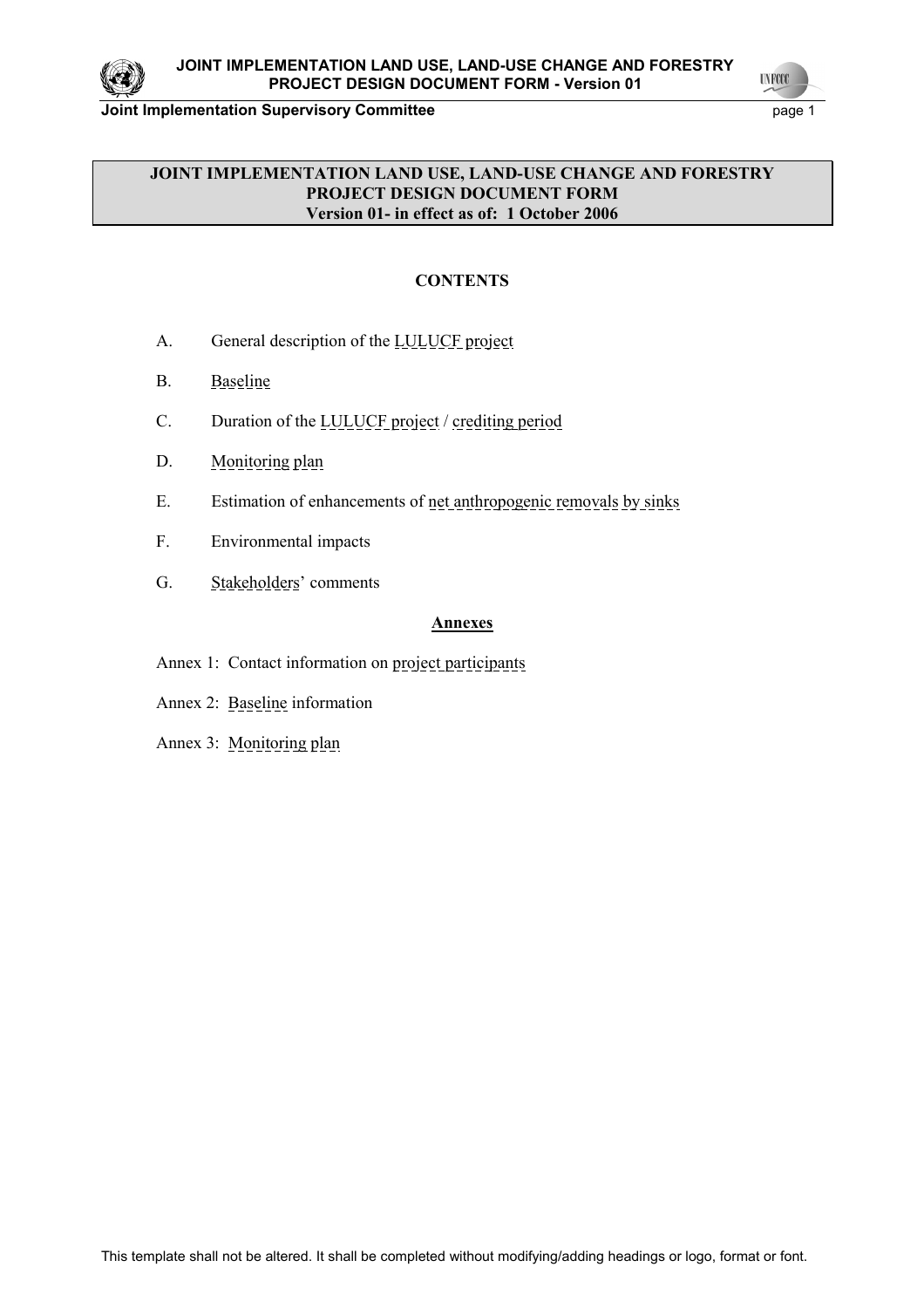# JOINT IMPLEMENTATION LAND USE, LAND-USE CHANGE AND FORESTRY PROJECT DESIGN DOCUMENT FORM
**Version 01- in effect as of: 1 October 2006**

## CONTENTS

A. General description of the LULUCF project

B. Baseline

C. Duration of the LULUCF project / crediting period

D. Monitoring plan

E. Estimation of enhancements of net anthropogenic removals by sinks

F. Environmental impacts

G. Stakeholders' comments

## Annexes

Annex 1: Contact information on project participants

Annex 2: Baseline information

Annex 3: Monitoring plan

This template shall not be altered. It shall be completed without modifying/adding headings or logo, format or font.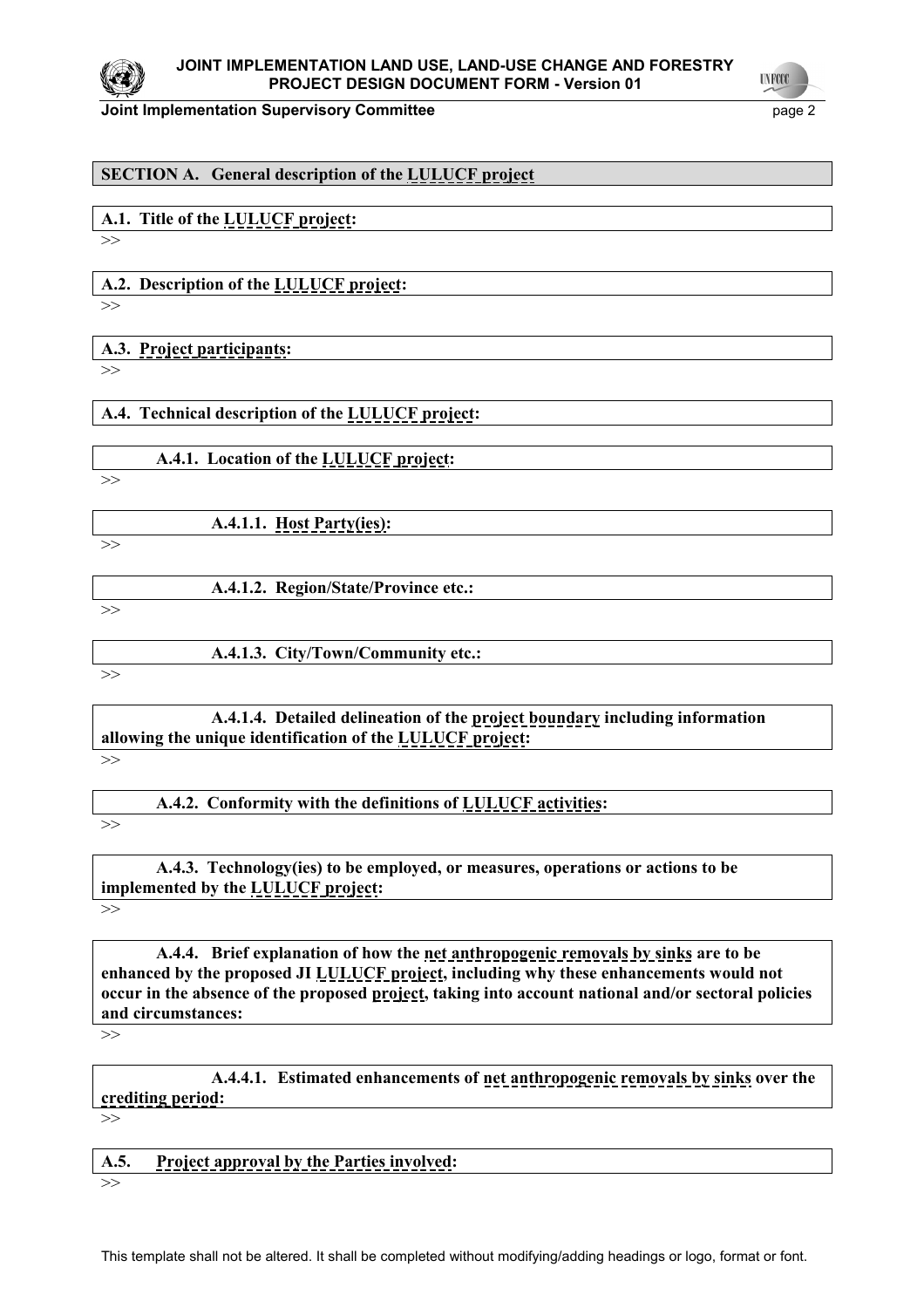## SECTION A. General description of the LULUCF project

### A.1. Title of the LULUCF project:

>>

### A.2. Description of the LULUCF project:

>>

### A.3. Project participants:

>>

### A.4. Technical description of the LULUCF project:

#### A.4.1. Location of the LULUCF project:

>>

##### A.4.1.1. Host Party(ies):

>>

##### A.4.1.2. Region/State/Province etc.:

>>

##### A.4.1.3. City/Town/Community etc.:

>>

##### A.4.1.4. Detailed delineation of the project boundary including information allowing the unique identification of the LULUCF project:

>>

#### A.4.2. Conformity with the definitions of LULUCF activities:

>>

#### A.4.3. Technology(ies) to be employed, or measures, operations or actions to be implemented by the LULUCF project:

>>

#### A.4.4. Brief explanation of how the net anthropogenic removals by sinks are to be enhanced by the proposed JI LULUCF project, including why these enhancements would not occur in the absence of the proposed project, taking into account national and/or sectoral policies and circumstances:

>>

##### A.4.4.1. Estimated enhancements of net anthropogenic removals by sinks over the crediting period:

>>

### A.5. Project approval by the Parties involved:

>>

This template shall not be altered. It shall be completed without modifying/adding headings or logo, format or font.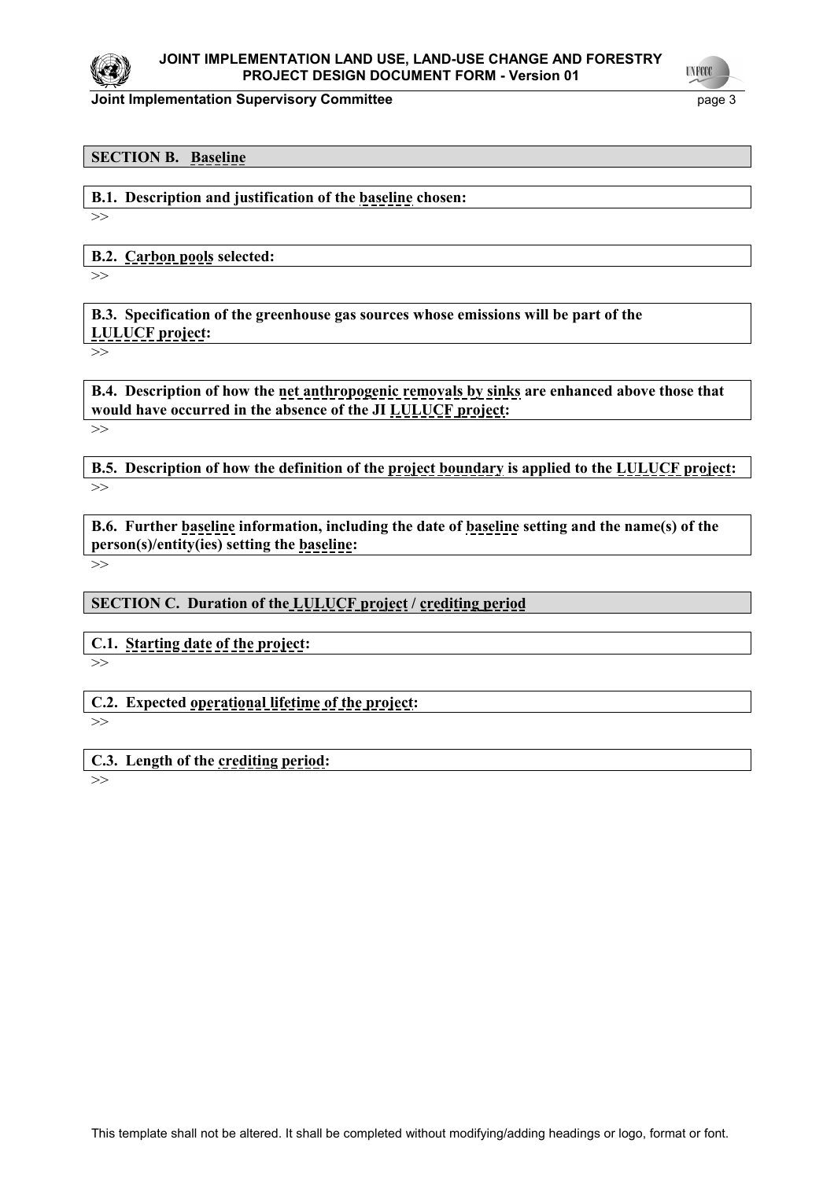## SECTION B. Baseline

### B.1. Description and justification of the baseline chosen:

>>

### B.2. Carbon pools selected:

>>

### B.3. Specification of the greenhouse gas sources whose emissions will be part of the LULUCF project:

>>

### B.4. Description of how the net anthropogenic removals by sinks are enhanced above those that would have occurred in the absence of the JI LULUCF project:

>>

### B.5. Description of how the definition of the project boundary is applied to the LULUCF project:

>>

### B.6. Further baseline information, including the date of baseline setting and the name(s) of the person(s)/entity(ies) setting the baseline:

>>

## SECTION C. Duration of the LULUCF project / crediting period

### C.1. Starting date of the project:

>>

### C.2. Expected operational lifetime of the project:

>>

### C.3. Length of the crediting period:

>>

This template shall not be altered. It shall be completed without modifying/adding headings or logo, format or font.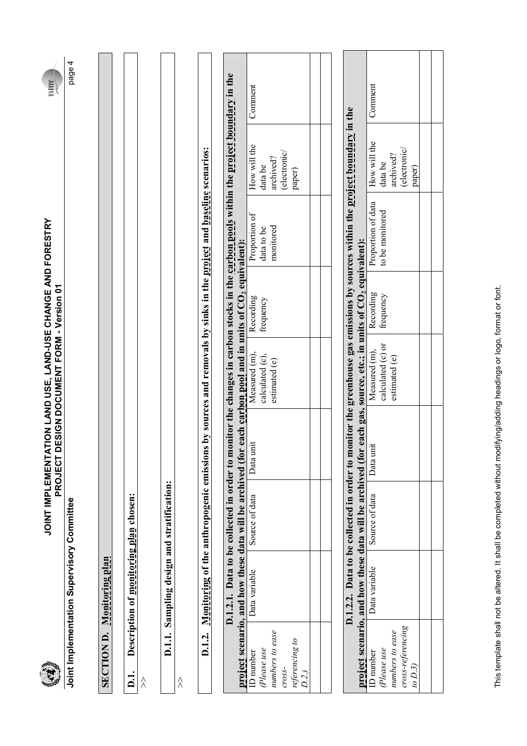## SECTION D. Monitoring plan

### D.1. Description of monitoring plan chosen:

>>

#### D.1.1. Sampling design and stratification:

>>

### D.1.2. Monitoring of the anthropogenic emissions by sources and removals by sinks in the project and baseline scenarios:

**D.1.2.1. Data to be collected in order to monitor the changes in carbon stocks in the carbon pools within the project boundary in the project scenario, and how these data will be archived (for each carbon pool and in units of $CO_2$ equivalent):**

| ID number (*Please use numbers to ease cross-referencing to D.2.*) | Data variable | Source of data | Data unit | Measured (m), calculated (c), estimated (e) | Recording frequency | Proportion of data to be monitored | How will the data be archived? (electronic/ paper) | Comment |
|---|---|---|---|---|---|---|---|---|
| | | | | | | | | |
| | | | | | | | | |

**D.1.2.2. Data to be collected in order to monitor the greenhouse gas emissions by sources within the project boundary in the project scenario, and how these data will be archived (for each gas, source, etc.; in units of $CO_2$ equivalent):**

| ID number (*Please use numbers to ease cross-referencing to D.3*) | Data variable | Source of data | Data unit | Measured (m), calculated (c) or estimated (e) | Recording frequency | Proportion of data to be monitored | How will the data be archived? (electronic/ paper) | Comment |
|---|---|---|---|---|---|---|---|---|
| | | | | | | | | |
| | | | | | | | | |

This template shall not be altered. It shall be completed without modifying/adding headings or logo, format or font.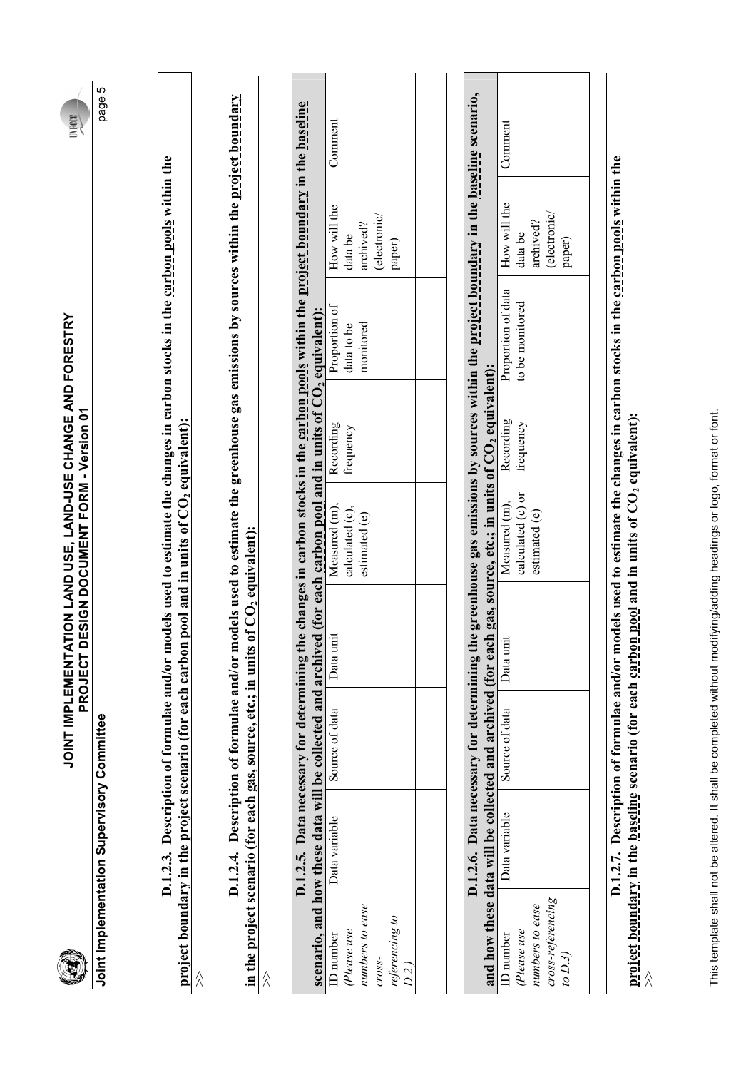**D.1.2.3. Description of formulae and/or models used to estimate the changes in carbon stocks in the carbon pools within the project boundary in the project scenario (for each carbon pool and in units of $CO_2$ equivalent):**

>>

**D.1.2.4. Description of formulae and/or models used to estimate the greenhouse gas emissions by sources within the project boundary in the project scenario (for each gas, source, etc.; in units of $CO_2$ equivalent):**

>>

**D.1.2.5. Data necessary for determining the changes in carbon stocks in the carbon pools within the project boundary in the baseline scenario, and how these data will be collected and archived (for each carbon pool and in units of $CO_2$ equivalent):**

| ID number *(Please use numbers to ease cross-referencing to D.2.)* | Data variable | Source of data | Data unit | Measured (m), calculated (c), estimated (e) | Recording frequency | Proportion of data to be monitored | How will the data be archived? (electronic/ paper) | Comment |
|---|---|---|---|---|---|---|---|---|
| | | | | | | | | |
| | | | | | | | | |

**D.1.2.6. Data necessary for determining the greenhouse gas emissions by sources within the project boundary in the baseline scenario, and how these data will be collected and archived (for each gas, source, etc.; in units of $CO_2$ equivalent):**

| ID number *(Please use numbers to ease cross-referencing to D.3)* | Data variable | Source of data | Data unit | Measured (m), calculated (c) or estimated (e) | Recording frequency | Proportion of data to be monitored | How will the data be archived? (electronic/ paper) | Comment |
|---|---|---|---|---|---|---|---|---|
| | | | | | | | | |

**D.1.2.7. Description of formulae and/or models used to estimate the changes in carbon stocks in the carbon pools within the project boundary in the baseline scenario (for each carbon pool and in units of $CO_2$ equivalent):**

>>

This template shall not be altered. It shall be completed without modifying/adding headings or logo, format or font.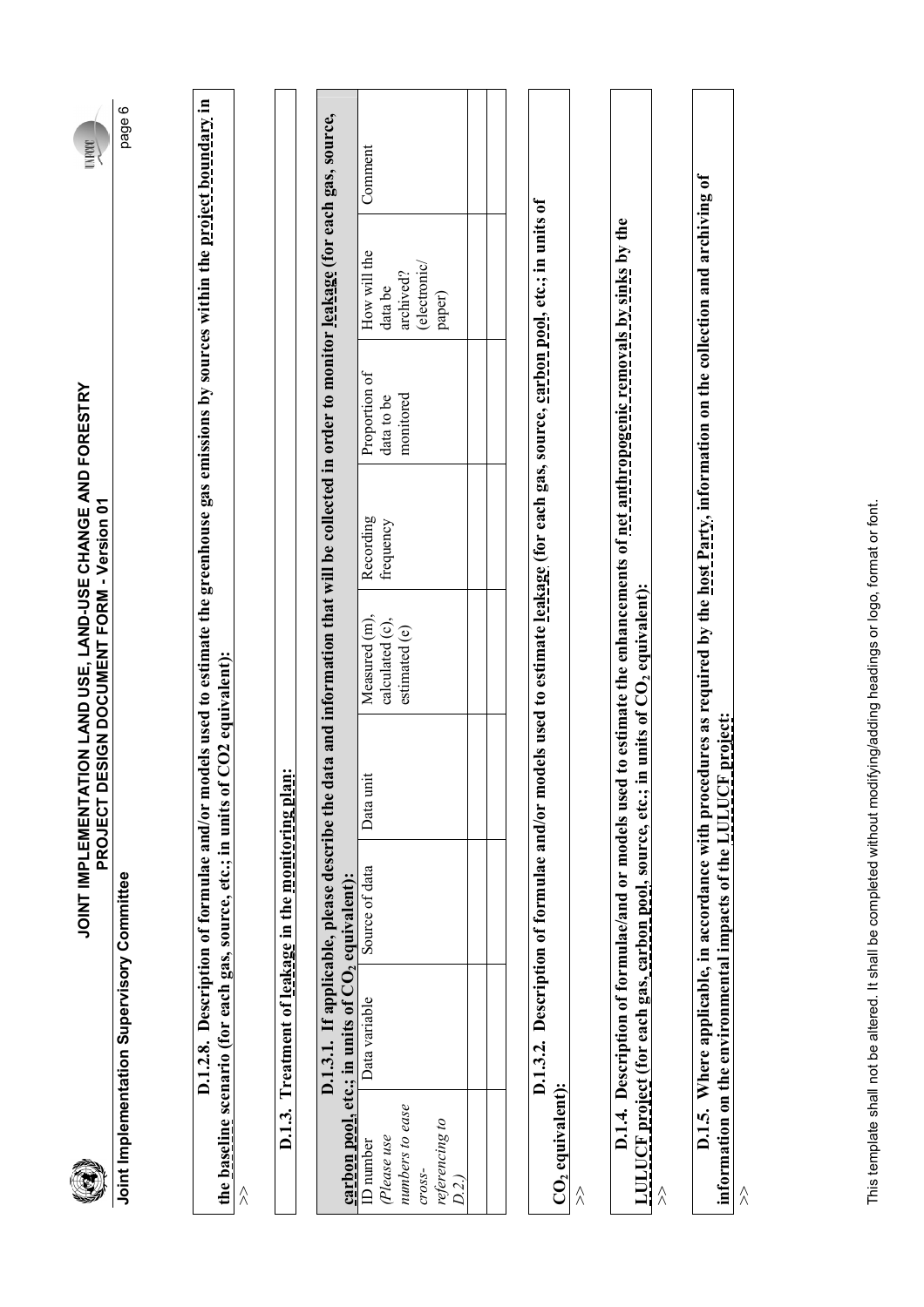**D.1.2.8. Description of formulae and/or models used to estimate the greenhouse gas emissions by sources within the project boundary in the baseline scenario (for each gas, source, etc.; in units of CO2 equivalent):**

>>

**D.1.3. Treatment of leakage in the monitoring plan:**

**D.1.3.1. If applicable, please describe the data and information that will be collected in order to monitor leakage (for each gas, source, carbon pool, etc.; in units of $CO_2$ equivalent):**

| ID number *(Please use numbers to ease cross-referencing to D.2.)* | Data variable | Source of data | Data unit | Measured (m), calculated (c), estimated (e) | Recording frequency | Proportion of data to be monitored | How will the data be archived? (electronic/ paper) | Comment |
|---|---|---|---|---|---|---|---|---|
| | | | | | | | | |
| | | | | | | | | |

**D.1.3.2. Description of formulae and/or models used to estimate leakage (for each gas, source, carbon pool, etc.; in units of $CO_2$ equivalent):**

>>

**D.1.4. Description of formulae/and or models used to estimate the enhancements of net anthropogenic removals by sinks by the LULUCF project (for each gas, carbon pool, source, etc.; in units of $CO_2$ equivalent):**

>>

**D.1.5. Where applicable, in accordance with procedures as required by the host Party, information on the collection and archiving of information on the environmental impacts of the LULUCF project:**

>>

This template shall not be altered. It shall be completed without modifying/adding headings or logo, format or font.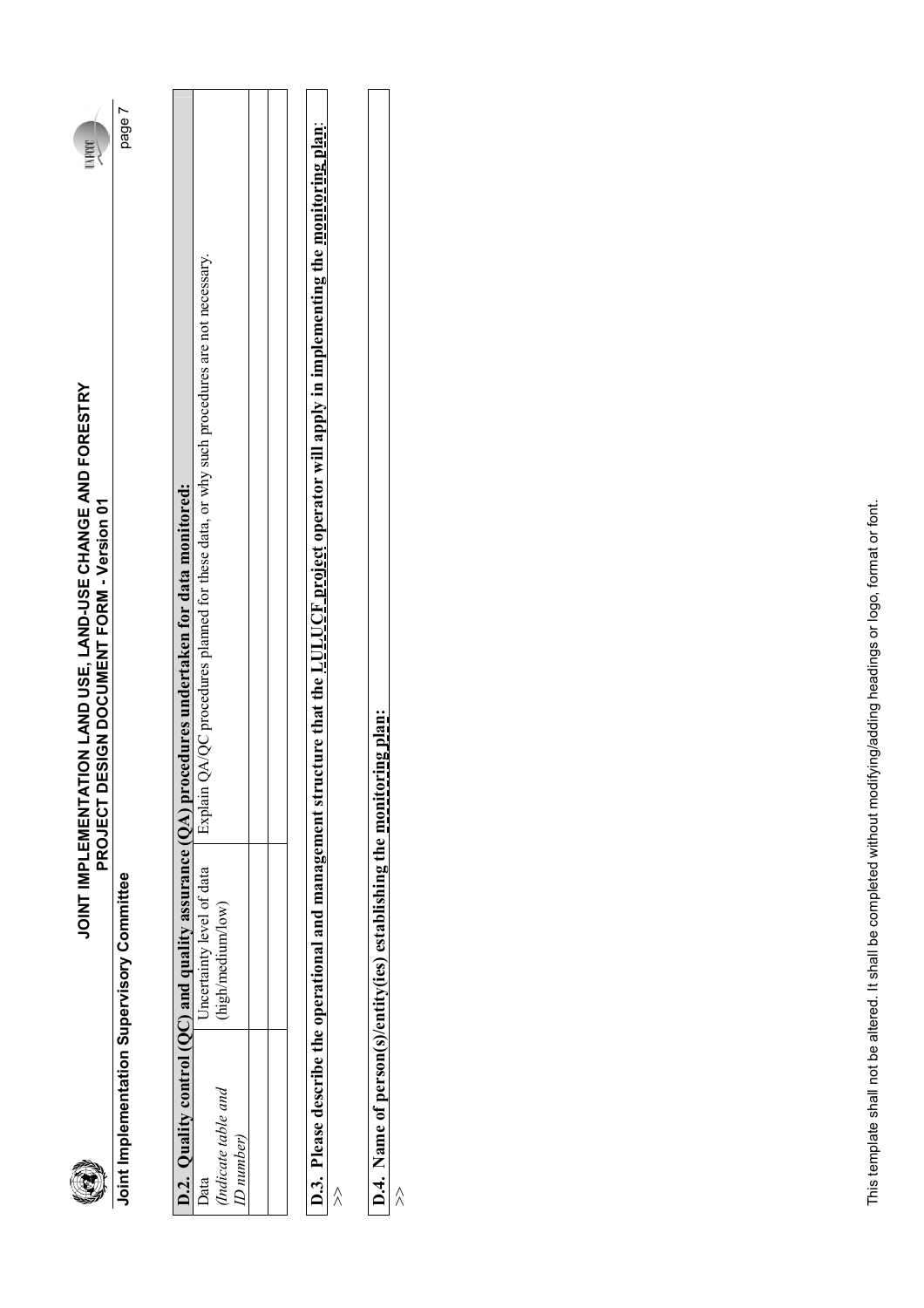## D.2. Quality control (QC) and quality assurance (QA) procedures undertaken for data monitored:

| Data<br>*(Indicate table and ID number)* | Uncertainty level of data<br>(high/medium/low) | Explain QA/QC procedures planned for these data, or why such procedures are not necessary. |
|---|---|---|
| | | |
| | | |

## D.3. Please describe the operational and management structure that the LULUCF project operator will apply in implementing the monitoring plan:

>>

## D.4. Name of person(s)/entity(ies) establishing the monitoring plan:

>>

This template shall not be altered. It shall be completed without modifying/adding headings or logo, format or font.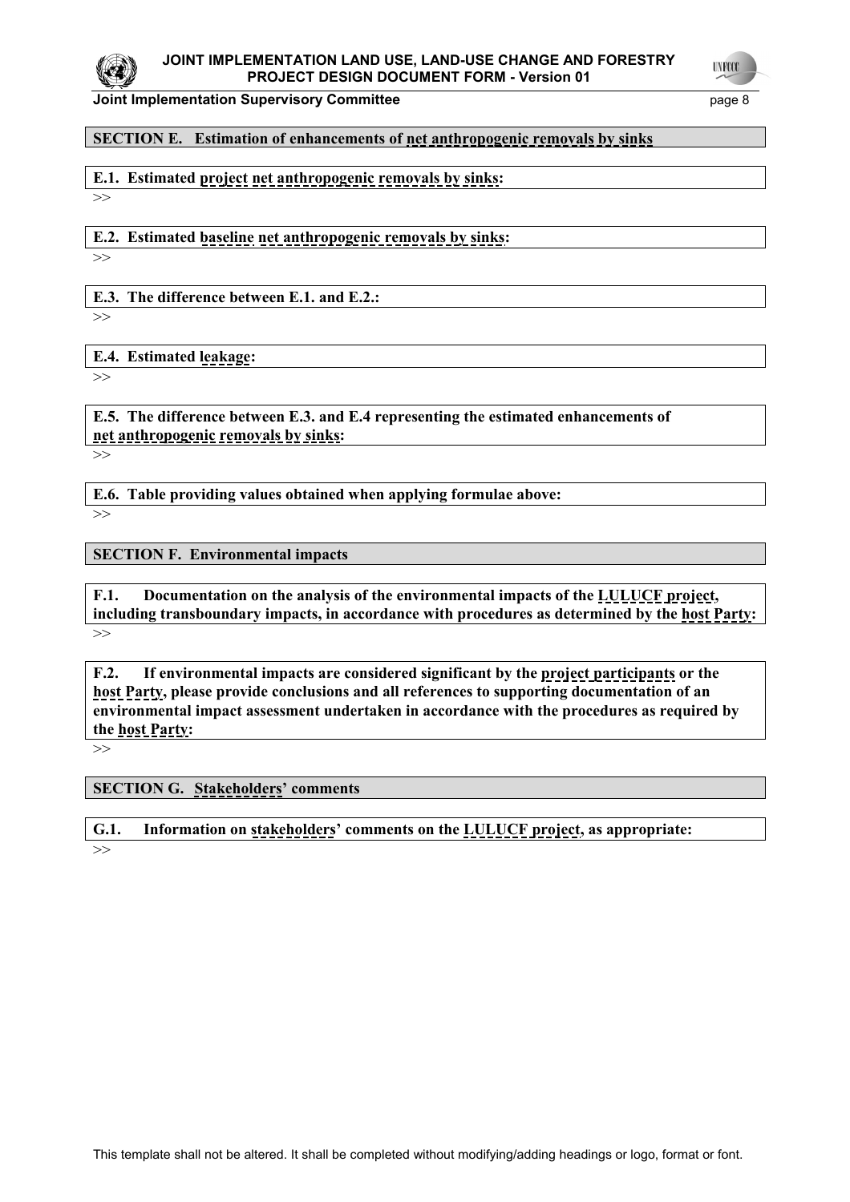## SECTION E. Estimation of enhancements of net anthropogenic removals by sinks

### E.1. Estimated project net anthropogenic removals by sinks:

>>

### E.2. Estimated baseline net anthropogenic removals by sinks:

>>

### E.3. The difference between E.1. and E.2.:

>>

### E.4. Estimated leakage:

>>

### E.5. The difference between E.3. and E.4 representing the estimated enhancements of net anthropogenic removals by sinks:

>>

### E.6. Table providing values obtained when applying formulae above:

>>

## SECTION F. Environmental impacts

### F.1. Documentation on the analysis of the environmental impacts of the LULUCF project, including transboundary impacts, in accordance with procedures as determined by the host Party:

>>

### F.2. If environmental impacts are considered significant by the project participants or the host Party, please provide conclusions and all references to supporting documentation of an environmental impact assessment undertaken in accordance with the procedures as required by the host Party:

>>

## SECTION G. Stakeholders' comments

### G.1. Information on stakeholders' comments on the LULUCF project, as appropriate:

>>

This template shall not be altered. It shall be completed without modifying/adding headings or logo, format or font.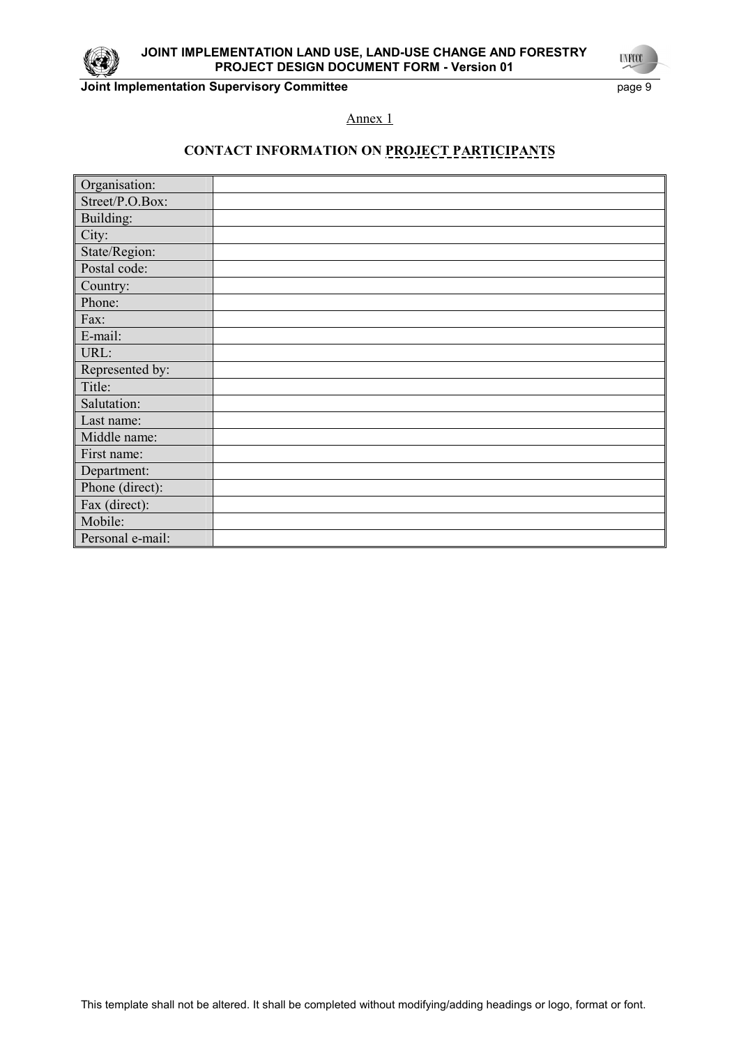Annex 1

## CONTACT INFORMATION ON PROJECT PARTICIPANTS

| | |
|---|---|
| Organisation: | |
| Street/P.O.Box: | |
| Building: | |
| City: | |
| State/Region: | |
| Postal code: | |
| Country: | |
| Phone: | |
| Fax: | |
| E-mail: | |
| URL: | |
| Represented by: | |
| Title: | |
| Salutation: | |
| Last name: | |
| Middle name: | |
| First name: | |
| Department: | |
| Phone (direct): | |
| Fax (direct): | |
| Mobile: | |
| Personal e-mail: | |

This template shall not be altered. It shall be completed without modifying/adding headings or logo, format or font.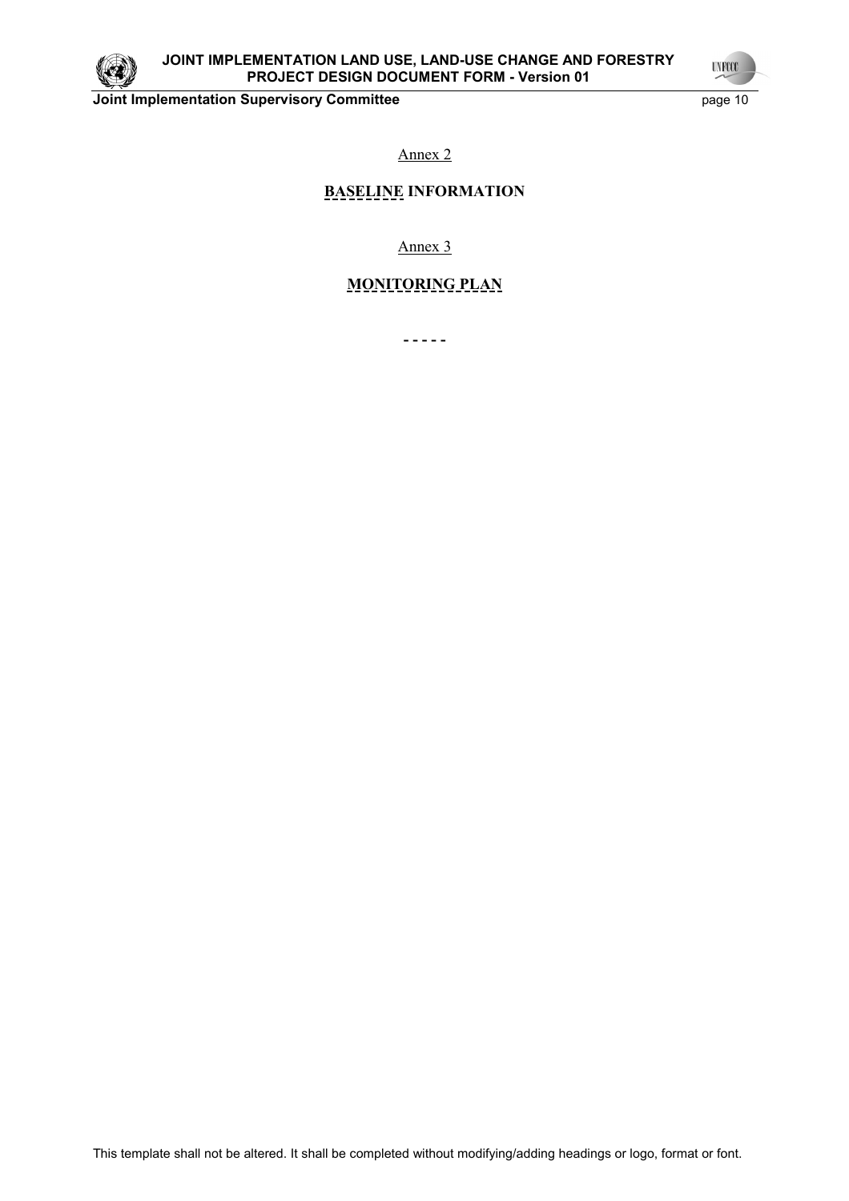Annex 2

## BASELINE INFORMATION

Annex 3

## MONITORING PLAN

- - - - -

This template shall not be altered. It shall be completed without modifying/adding headings or logo, format or font.